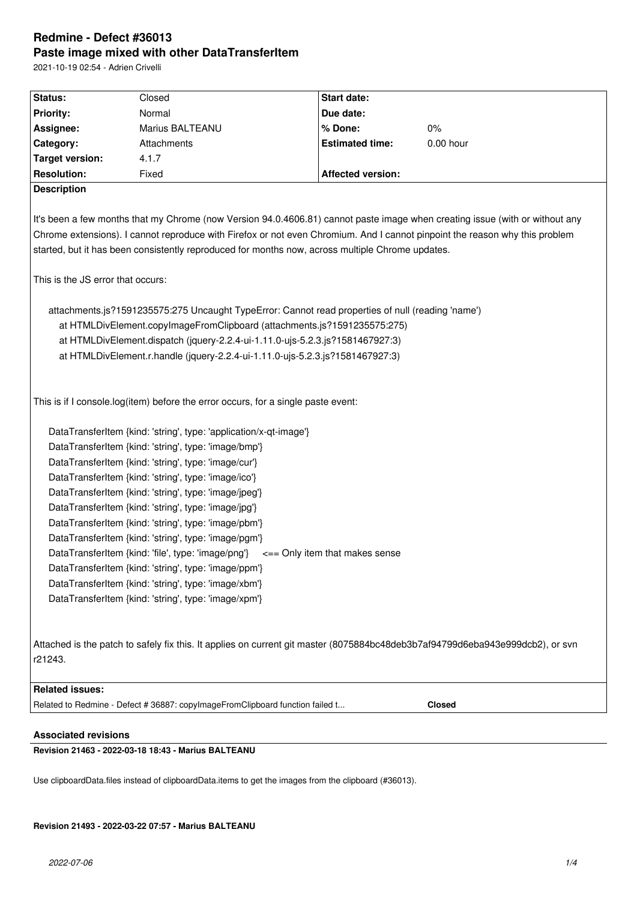# Redmine - Defect #36013

## Paste image mixed with other DataTransferItem

2021-10-19 02:54 - Adrien Crivelli

| Status: | Closed | Start date: | |
|---|---|---|---|
| Priority: | Normal | Due date: | |
| Assignee: | Marius BALTEANU | % Done: | 0% |
| Category: | Attachments | Estimated time: | 0.00 hour |
| Target version: | 4.1.7 | | |
| Resolution: | Fixed | Affected version: | |

**Description**

It's been a few months that my Chrome (now Version 94.0.4606.81) cannot paste image when creating issue (with or without any Chrome extensions). I cannot reproduce with Firefox or not even Chromium. And I cannot pinpoint the reason why this problem started, but it has been consistently reproduced for months now, across multiple Chrome updates.

This is the JS error that occurs:

```
attachments.js?1591235575:275 Uncaught TypeError: Cannot read properties of null (reading 'name')
    at HTMLDivElement.copyImageFromClipboard (attachments.js?1591235575:275)
    at HTMLDivElement.dispatch (jquery-2.2.4-ui-1.11.0-ujs-5.2.3.js?1581467927:3)
    at HTMLDivElement.r.handle (jquery-2.2.4-ui-1.11.0-ujs-5.2.3.js?1581467927:3)
```

This is if I console.log(item) before the error occurs, for a single paste event:

```
DataTransferItem {kind: 'string', type: 'application/x-qt-image'}
DataTransferItem {kind: 'string', type: 'image/bmp'}
DataTransferItem {kind: 'string', type: 'image/cur'}
DataTransferItem {kind: 'string', type: 'image/ico'}
DataTransferItem {kind: 'string', type: 'image/jpeg'}
DataTransferItem {kind: 'string', type: 'image/jpg'}
DataTransferItem {kind: 'string', type: 'image/pbm'}
DataTransferItem {kind: 'string', type: 'image/pgm'}
DataTransferItem {kind: 'file', type: 'image/png'}    <== Only item that makes sense
DataTransferItem {kind: 'string', type: 'image/ppm'}
DataTransferItem {kind: 'string', type: 'image/xbm'}
DataTransferItem {kind: 'string', type: 'image/xpm'}
```

Attached is the patch to safely fix this. It applies on current git master (8075884bc48deb3b7af94799d6eba943e999dcb2), or svn r21243.

**Related issues:**

Related to Redmine - Defect # 36887: copyImageFromClipboard function failed t... **Closed**

### Associated revisions

**Revision 21463 - 2022-03-18 18:43 - Marius BALTEANU**

Use clipboardData.files instead of clipboardData.items to get the images from the clipboard (#36013).

**Revision 21493 - 2022-03-22 07:57 - Marius BALTEANU**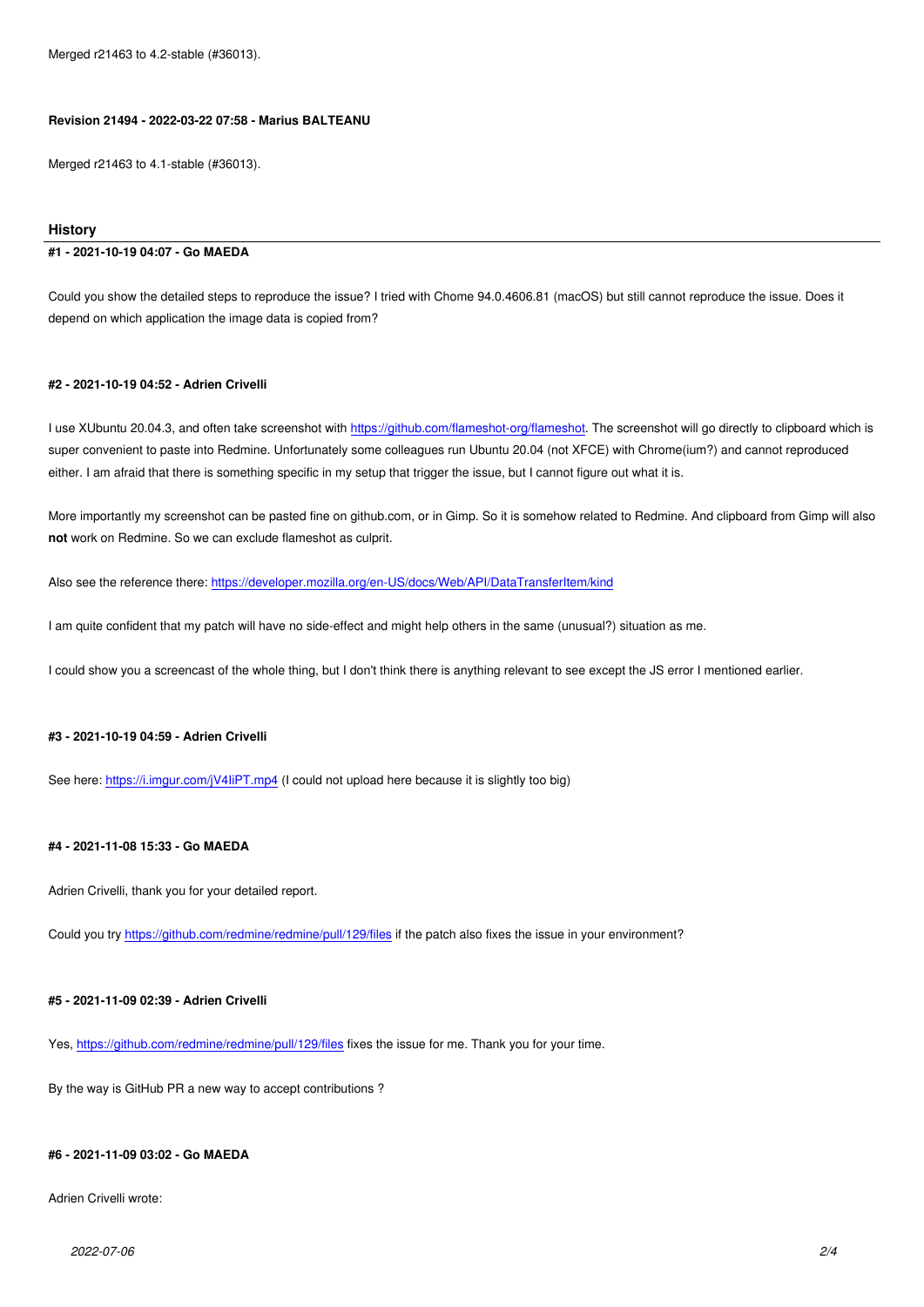Merged r21463 to 4.2-stable (#36013).

**Revision 21494 - 2022-03-22 07:58 - Marius BALTEANU**

Merged r21463 to 4.1-stable (#36013).

## History

**#1 - 2021-10-19 04:07 - Go MAEDA**

Could you show the detailed steps to reproduce the issue? I tried with Chome 94.0.4606.81 (macOS) but still cannot reproduce the issue. Does it depend on which application the image data is copied from?

**#2 - 2021-10-19 04:52 - Adrien Crivelli**

I use XUbuntu 20.04.3, and often take screenshot with https://github.com/flameshot-org/flameshot. The screenshot will go directly to clipboard which is super convenient to paste into Redmine. Unfortunately some colleagues run Ubuntu 20.04 (not XFCE) with Chrome(ium?) and cannot reproduced either. I am afraid that there is something specific in my setup that trigger the issue, but I cannot figure out what it is.

More importantly my screenshot can be pasted fine on github.com, or in Gimp. So it is somehow related to Redmine. And clipboard from Gimp will also **not** work on Redmine. So we can exclude flameshot as culprit.

Also see the reference there: https://developer.mozilla.org/en-US/docs/Web/API/DataTransferItem/kind

I am quite confident that my patch will have no side-effect and might help others in the same (unusual?) situation as me.

I could show you a screencast of the whole thing, but I don't think there is anything relevant to see except the JS error I mentioned earlier.

**#3 - 2021-10-19 04:59 - Adrien Crivelli**

See here: https://i.imgur.com/jV4IiPT.mp4 (I could not upload here because it is slightly too big)

**#4 - 2021-11-08 15:33 - Go MAEDA**

Adrien Crivelli, thank you for your detailed report.

Could you try https://github.com/redmine/redmine/pull/129/files if the patch also fixes the issue in your environment?

**#5 - 2021-11-09 02:39 - Adrien Crivelli**

Yes, https://github.com/redmine/redmine/pull/129/files fixes the issue for me. Thank you for your time.

By the way is GitHub PR a new way to accept contributions ?

**#6 - 2021-11-09 03:02 - Go MAEDA**

Adrien Crivelli wrote: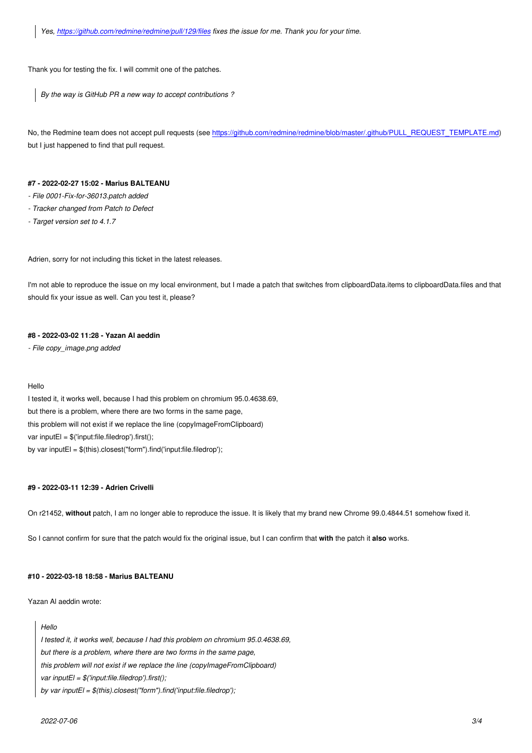> *Yes, https://github.com/redmine/redmine/pull/129/files fixes the issue for me. Thank you for your time.*

Thank you for testing the fix. I will commit one of the patches.

> *By the way is GitHub PR a new way to accept contributions ?*

No, the Redmine team does not accept pull requests (see https://github.com/redmine/redmine/blob/master/.github/PULL_REQUEST_TEMPLATE.md) but I just happened to find that pull request.

**#7 - 2022-02-27 15:02 - Marius BALTEANU**

- *File 0001-Fix-for-36013.patch added*
- *Tracker changed from Patch to Defect*
- *Target version set to 4.1.7*

Adrien, sorry for not including this ticket in the latest releases.

I'm not able to reproduce the issue on my local environment, but I made a patch that switches from clipboardData.items to clipboardData.files and that should fix your issue as well. Can you test it, please?

**#8 - 2022-03-02 11:28 - Yazan Al aeddin**

- *File copy_image.png added*

Hello
I tested it, it works well, because I had this problem on chromium 95.0.4638.69,
but there is a problem, where there are two forms in the same page,
this problem will not exist if we replace the line (copyImageFromClipboard)
var inputEl = $('input:file.filedrop').first();
by var inputEl = $(this).closest("form").find('input:file.filedrop');

**#9 - 2022-03-11 12:39 - Adrien Crivelli**

On r21452, **without** patch, I am no longer able to reproduce the issue. It is likely that my brand new Chrome 99.0.4844.51 somehow fixed it.

So I cannot confirm for sure that the patch would fix the original issue, but I can confirm that **with** the patch it **also** works.

**#10 - 2022-03-18 18:58 - Marius BALTEANU**

Yazan Al aeddin wrote:

> *Hello*
> *I tested it, it works well, because I had this problem on chromium 95.0.4638.69,*
> *but there is a problem, where there are two forms in the same page,*
> *this problem will not exist if we replace the line (copyImageFromClipboard)*
> *var inputEl = $('input:file.filedrop').first();*
> *by var inputEl = $(this).closest("form").find('input:file.filedrop');*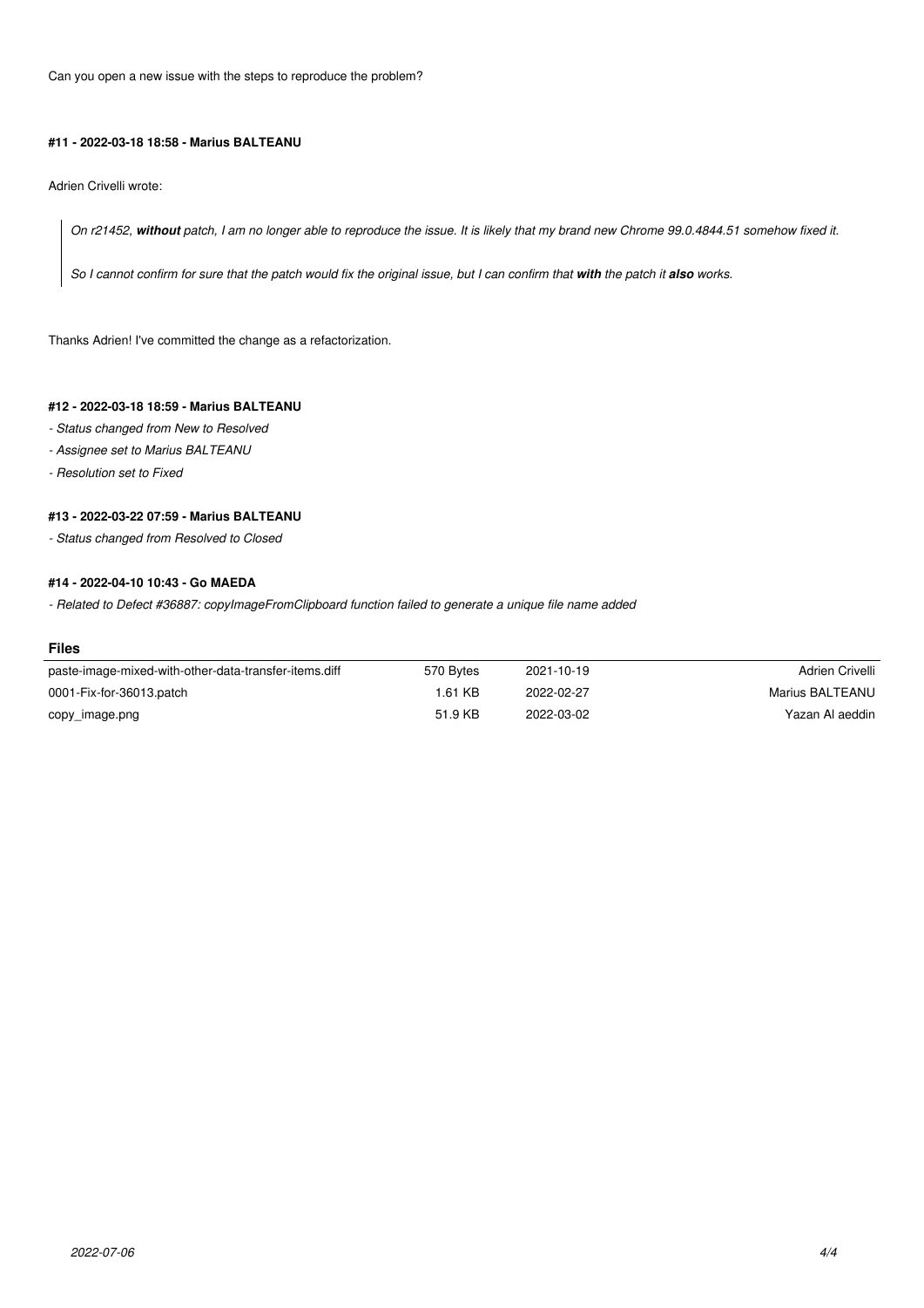Can you open a new issue with the steps to reproduce the problem?

#### #11 - 2022-03-18 18:58 - Marius BALTEANU

Adrien Crivelli wrote:

> *On r21452, **without** patch, I am no longer able to reproduce the issue. It is likely that my brand new Chrome 99.0.4844.51 somehow fixed it.*
>
> *So I cannot confirm for sure that the patch would fix the original issue, but I can confirm that **with** the patch it **also** works.*

Thanks Adrien! I've committed the change as a refactorization.

#### #12 - 2022-03-18 18:59 - Marius BALTEANU

- *Status changed from New to Resolved*
- *Assignee set to Marius BALTEANU*
- *Resolution set to Fixed*

#### #13 - 2022-03-22 07:59 - Marius BALTEANU

- *Status changed from Resolved to Closed*

#### #14 - 2022-04-10 10:43 - Go MAEDA

- *Related to Defect #36887: copyImageFromClipboard function failed to generate a unique file name added*

### Files

| | | | |
|---|---|---|---|
| paste-image-mixed-with-other-data-transfer-items.diff | 570 Bytes | 2021-10-19 | Adrien Crivelli |
| 0001-Fix-for-36013.patch | 1.61 KB | 2022-02-27 | Marius BALTEANU |
| copy_image.png | 51.9 KB | 2022-03-02 | Yazan Al aeddin |